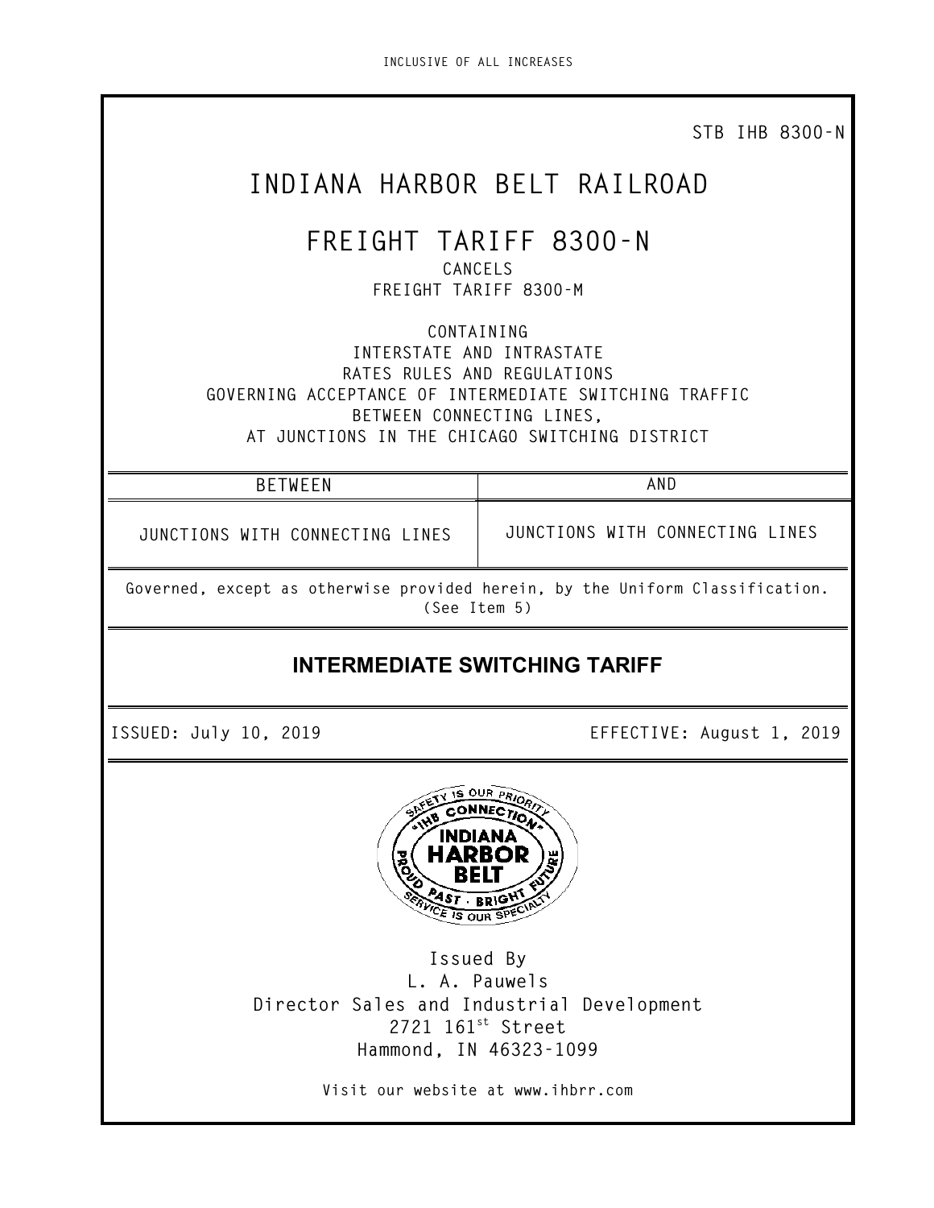INCLUSIVE OF ALL INCREASES

STB IHB 8300-N

# INDIANA HARBOR BELT RAILROAD

## FREIGHT TARIFF 8300-N

CANCELS
FREIGHT TARIFF 8300-M

CONTAINING
INTERSTATE AND INTRASTATE
RATES RULES AND REGULATIONS
GOVERNING ACCEPTANCE OF INTERMEDIATE SWITCHING TRAFFIC
BETWEEN CONNECTING LINES,
AT JUNCTIONS IN THE CHICAGO SWITCHING DISTRICT

| BETWEEN | AND |
|---|---|
| JUNCTIONS WITH CONNECTING LINES | JUNCTIONS WITH CONNECTING LINES |

Governed, except as otherwise provided herein, by the Uniform Classification.
(See Item 5)

## INTERMEDIATE SWITCHING TARIFF

ISSUED: July 10, 2019

EFFECTIVE: August 1, 2019

SAFETY IS OUR PRIORITY
"IHB CONNECTION"
INDIANA HARBOR BELT
PROUD PAST · BRIGHT FUTURE
SERVICE IS OUR SPECIALTY

Issued By
L. A. Pauwels
Director Sales and Industrial Development
2721 161st Street
Hammond, IN 46323-1099

Visit our website at www.ihbrr.com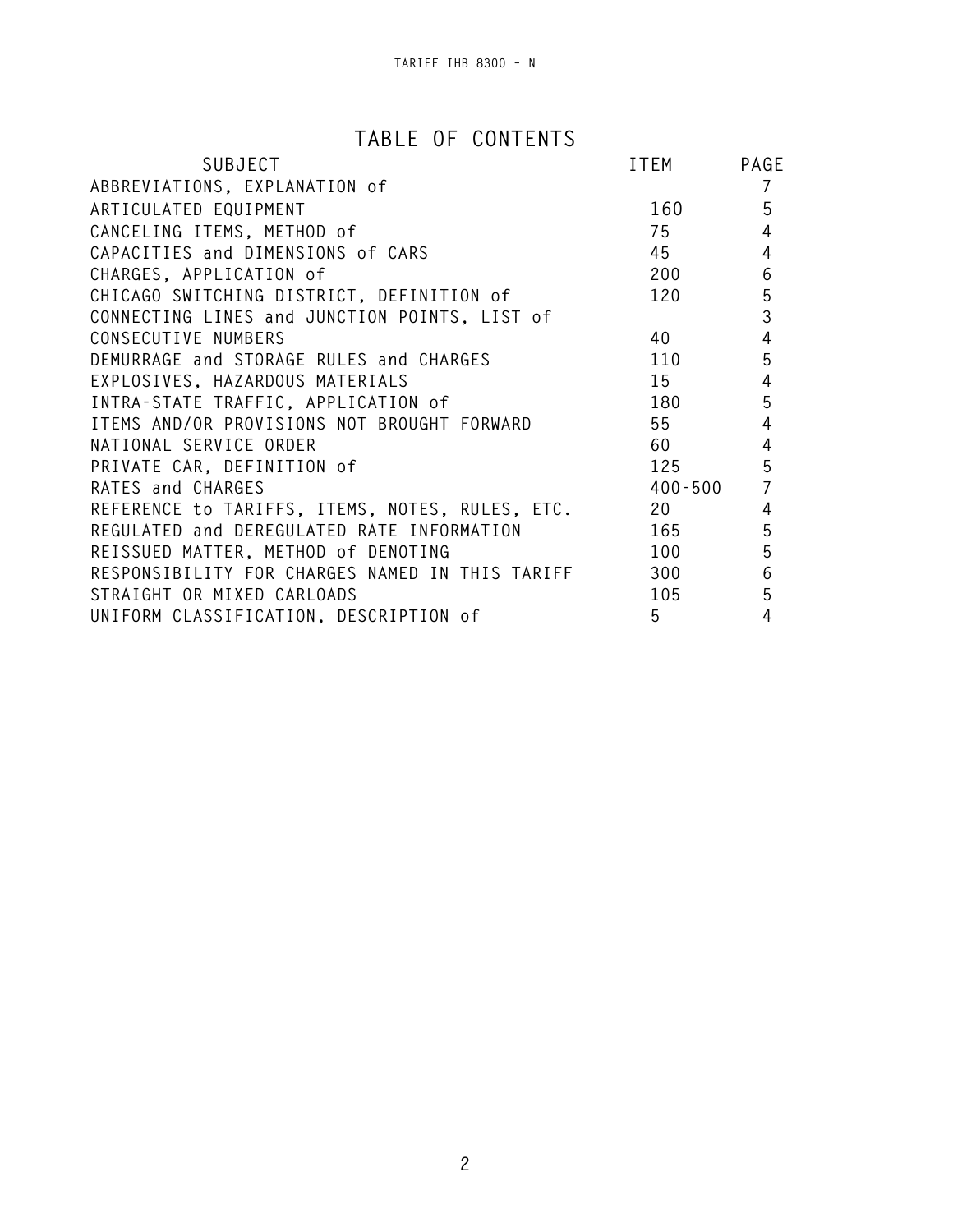# TABLE OF CONTENTS

| SUBJECT | ITEM | PAGE |
|---|---|---|
| ABBREVIATIONS, EXPLANATION of | | 7 |
| ARTICULATED EQUIPMENT | 160 | 5 |
| CANCELING ITEMS, METHOD of | 75 | 4 |
| CAPACITIES and DIMENSIONS of CARS | 45 | 4 |
| CHARGES, APPLICATION of | 200 | 6 |
| CHICAGO SWITCHING DISTRICT, DEFINITION of | 120 | 5 |
| CONNECTING LINES and JUNCTION POINTS, LIST of | | 3 |
| CONSECUTIVE NUMBERS | 40 | 4 |
| DEMURRAGE and STORAGE RULES and CHARGES | 110 | 5 |
| EXPLOSIVES, HAZARDOUS MATERIALS | 15 | 4 |
| INTRA-STATE TRAFFIC, APPLICATION of | 180 | 5 |
| ITEMS AND/OR PROVISIONS NOT BROUGHT FORWARD | 55 | 4 |
| NATIONAL SERVICE ORDER | 60 | 4 |
| PRIVATE CAR, DEFINITION of | 125 | 5 |
| RATES and CHARGES | 400-500 | 7 |
| REFERENCE to TARIFFS, ITEMS, NOTES, RULES, ETC. | 20 | 4 |
| REGULATED and DEREGULATED RATE INFORMATION | 165 | 5 |
| REISSUED MATTER, METHOD of DENOTING | 100 | 5 |
| RESPONSIBILITY FOR CHARGES NAMED IN THIS TARIFF | 300 | 6 |
| STRAIGHT OR MIXED CARLOADS | 105 | 5 |
| UNIFORM CLASSIFICATION, DESCRIPTION of | 5 | 4 |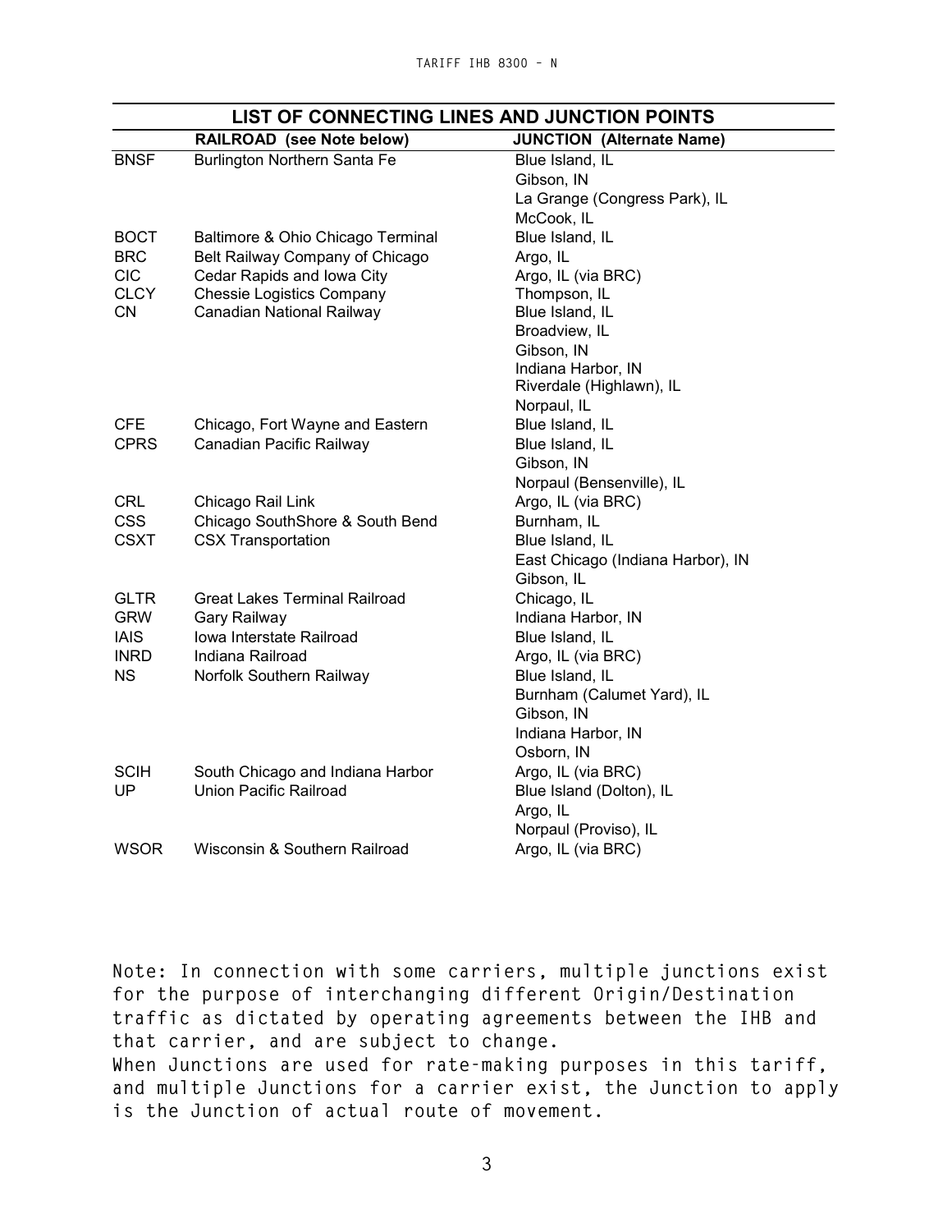## LIST OF CONNECTING LINES AND JUNCTION POINTS

| | RAILROAD (see Note below) | JUNCTION (Alternate Name) |
|---|---|---|
| BNSF | Burlington Northern Santa Fe | Blue Island, IL |
| | | Gibson, IN |
| | | La Grange (Congress Park), IL |
| | | McCook, IL |
| BOCT | Baltimore & Ohio Chicago Terminal | Blue Island, IL |
| BRC | Belt Railway Company of Chicago | Argo, IL |
| CIC | Cedar Rapids and Iowa City | Argo, IL (via BRC) |
| CLCY | Chessie Logistics Company | Thompson, IL |
| CN | Canadian National Railway | Blue Island, IL |
| | | Broadview, IL |
| | | Gibson, IN |
| | | Indiana Harbor, IN |
| | | Riverdale (Highlawn), IL |
| | | Norpaul, IL |
| CFE | Chicago, Fort Wayne and Eastern | Blue Island, IL |
| CPRS | Canadian Pacific Railway | Blue Island, IL |
| | | Gibson, IN |
| | | Norpaul (Bensenville), IL |
| CRL | Chicago Rail Link | Argo, IL (via BRC) |
| CSS | Chicago SouthShore & South Bend | Burnham, IL |
| CSXT | CSX Transportation | Blue Island, IL |
| | | East Chicago (Indiana Harbor), IN |
| | | Gibson, IL |
| GLTR | Great Lakes Terminal Railroad | Chicago, IL |
| GRW | Gary Railway | Indiana Harbor, IN |
| IAIS | Iowa Interstate Railroad | Blue Island, IL |
| INRD | Indiana Railroad | Argo, IL (via BRC) |
| NS | Norfolk Southern Railway | Blue Island, IL |
| | | Burnham (Calumet Yard), IL |
| | | Gibson, IN |
| | | Indiana Harbor, IN |
| | | Osborn, IN |
| SCIH | South Chicago and Indiana Harbor | Argo, IL (via BRC) |
| UP | Union Pacific Railroad | Blue Island (Dolton), IL |
| | | Argo, IL |
| | | Norpaul (Proviso), IL |
| WSOR | Wisconsin & Southern Railroad | Argo, IL (via BRC) |

Note: In connection with some carriers, multiple junctions exist for the purpose of interchanging different Origin/Destination traffic as dictated by operating agreements between the IHB and that carrier, and are subject to change.
When Junctions are used for rate-making purposes in this tariff, and multiple Junctions for a carrier exist, the Junction to apply is the Junction of actual route of movement.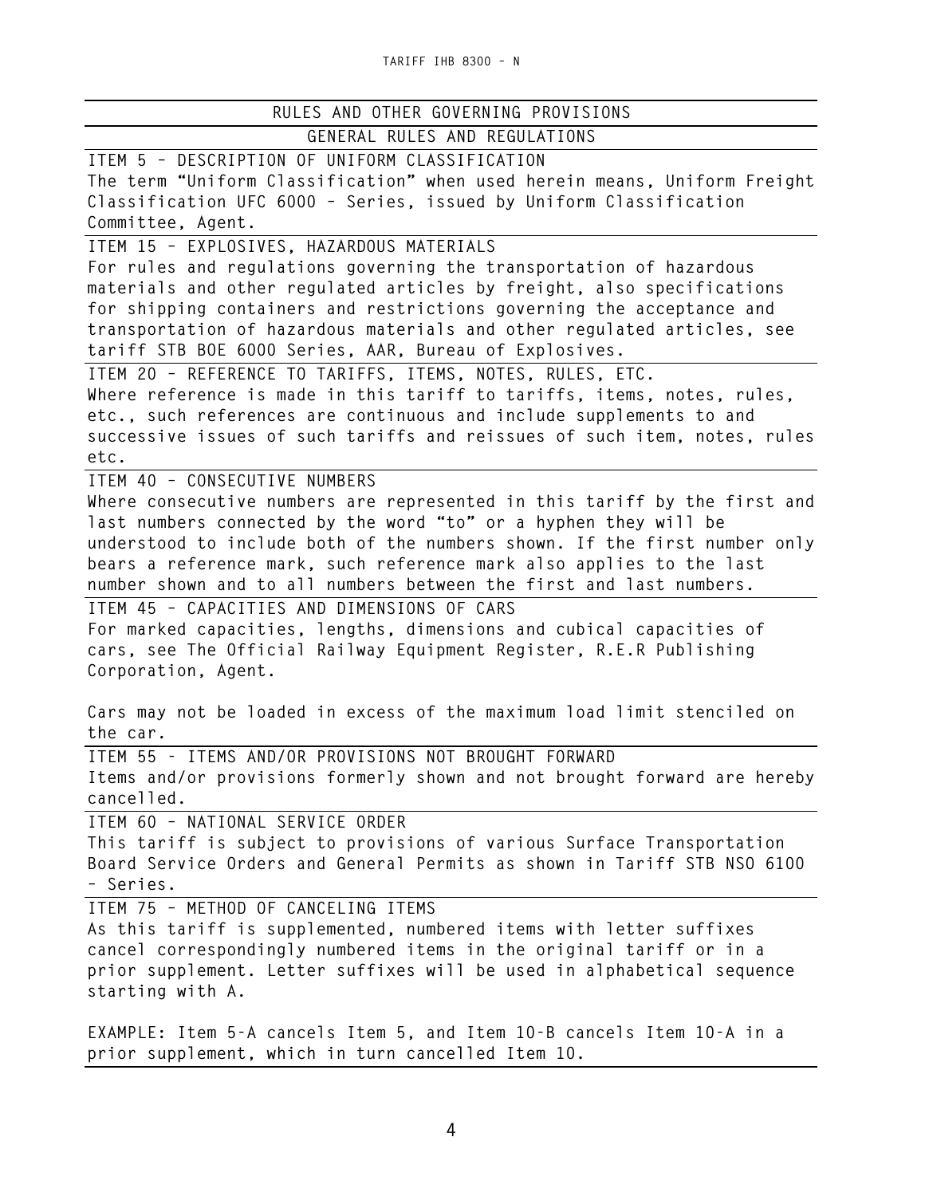## RULES AND OTHER GOVERNING PROVISIONS

### GENERAL RULES AND REGULATIONS

**ITEM 5 – DESCRIPTION OF UNIFORM CLASSIFICATION**

The term "Uniform Classification" when used herein means, Uniform Freight Classification UFC 6000 – Series, issued by Uniform Classification Committee, Agent.

**ITEM 15 – EXPLOSIVES, HAZARDOUS MATERIALS**

For rules and regulations governing the transportation of hazardous materials and other regulated articles by freight, also specifications for shipping containers and restrictions governing the acceptance and transportation of hazardous materials and other regulated articles, see tariff STB BOE 6000 Series, AAR, Bureau of Explosives.

**ITEM 20 – REFERENCE TO TARIFFS, ITEMS, NOTES, RULES, ETC.**

Where reference is made in this tariff to tariffs, items, notes, rules, etc., such references are continuous and include supplements to and successive issues of such tariffs and reissues of such item, notes, rules etc.

**ITEM 40 – CONSECUTIVE NUMBERS**

Where consecutive numbers are represented in this tariff by the first and last numbers connected by the word "to" or a hyphen they will be understood to include both of the numbers shown. If the first number only bears a reference mark, such reference mark also applies to the last number shown and to all numbers between the first and last numbers.

**ITEM 45 – CAPACITIES AND DIMENSIONS OF CARS**

For marked capacities, lengths, dimensions and cubical capacities of cars, see The Official Railway Equipment Register, R.E.R Publishing Corporation, Agent.

Cars may not be loaded in excess of the maximum load limit stenciled on the car.

**ITEM 55 – ITEMS AND/OR PROVISIONS NOT BROUGHT FORWARD**

Items and/or provisions formerly shown and not brought forward are hereby cancelled.

**ITEM 60 – NATIONAL SERVICE ORDER**

This tariff is subject to provisions of various Surface Transportation Board Service Orders and General Permits as shown in Tariff STB NSO 6100 – Series.

**ITEM 75 – METHOD OF CANCELING ITEMS**

As this tariff is supplemented, numbered items with letter suffixes cancel correspondingly numbered items in the original tariff or in a prior supplement. Letter suffixes will be used in alphabetical sequence starting with A.

EXAMPLE: Item 5-A cancels Item 5, and Item 10-B cancels Item 10-A in a prior supplement, which in turn cancelled Item 10.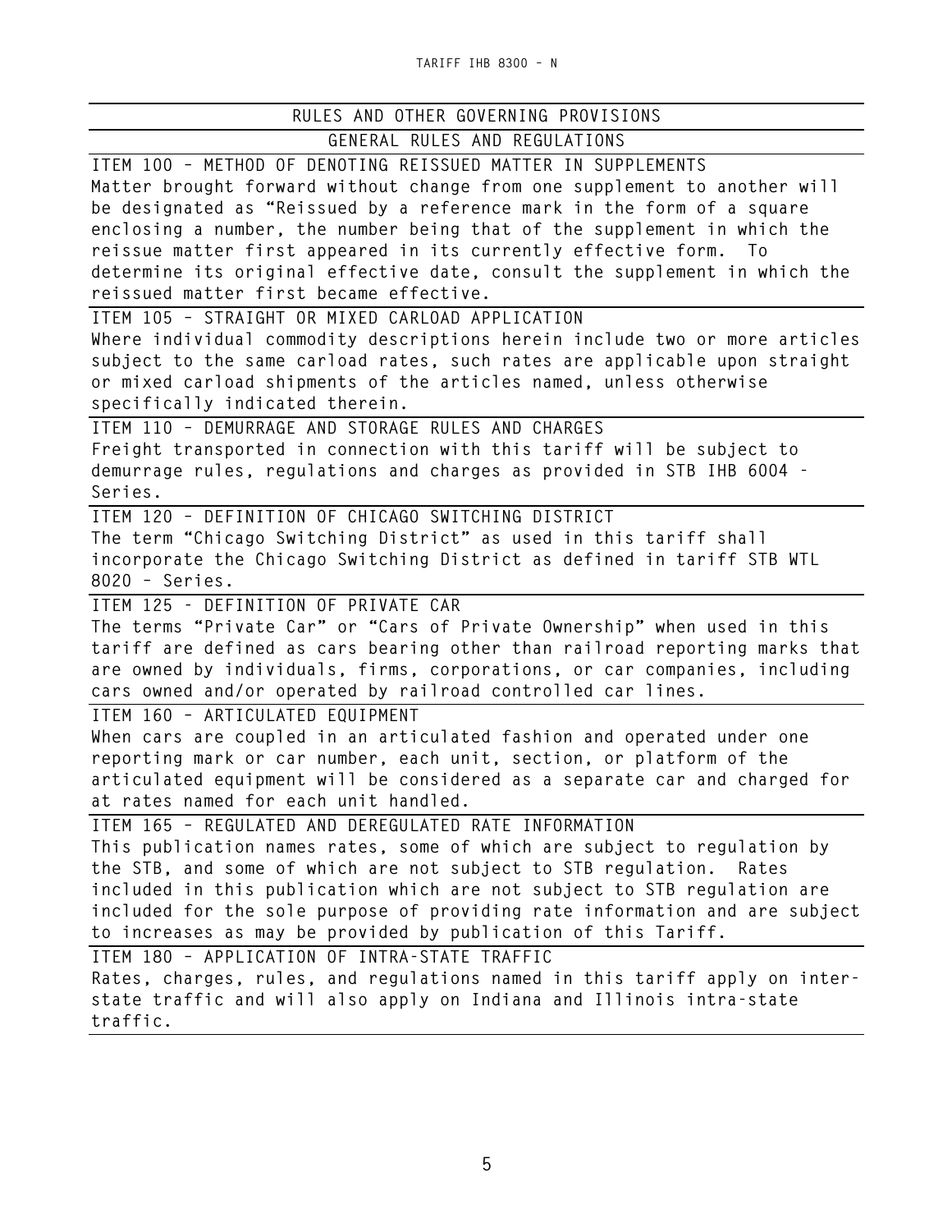TARIFF IHB 8300 – N

## RULES AND OTHER GOVERNING PROVISIONS

### GENERAL RULES AND REGULATIONS

**ITEM 100 – METHOD OF DENOTING REISSUED MATTER IN SUPPLEMENTS**

Matter brought forward without change from one supplement to another will be designated as "Reissued by a reference mark in the form of a square enclosing a number, the number being that of the supplement in which the reissue matter first appeared in its currently effective form. To determine its original effective date, consult the supplement in which the reissued matter first became effective.

**ITEM 105 – STRAIGHT OR MIXED CARLOAD APPLICATION**

Where individual commodity descriptions herein include two or more articles subject to the same carload rates, such rates are applicable upon straight or mixed carload shipments of the articles named, unless otherwise specifically indicated therein.

**ITEM 110 – DEMURRAGE AND STORAGE RULES AND CHARGES**

Freight transported in connection with this tariff will be subject to demurrage rules, regulations and charges as provided in STB IHB 6004 – Series.

**ITEM 120 – DEFINITION OF CHICAGO SWITCHING DISTRICT**

The term "Chicago Switching District" as used in this tariff shall incorporate the Chicago Switching District as defined in tariff STB WTL 8020 – Series.

**ITEM 125 – DEFINITION OF PRIVATE CAR**

The terms "Private Car" or "Cars of Private Ownership" when used in this tariff are defined as cars bearing other than railroad reporting marks that are owned by individuals, firms, corporations, or car companies, including cars owned and/or operated by railroad controlled car lines.

**ITEM 160 – ARTICULATED EQUIPMENT**

When cars are coupled in an articulated fashion and operated under one reporting mark or car number, each unit, section, or platform of the articulated equipment will be considered as a separate car and charged for at rates named for each unit handled.

**ITEM 165 – REGULATED AND DEREGULATED RATE INFORMATION**

This publication names rates, some of which are subject to regulation by the STB, and some of which are not subject to STB regulation. Rates included in this publication which are not subject to STB regulation are included for the sole purpose of providing rate information and are subject to increases as may be provided by publication of this Tariff.

**ITEM 180 – APPLICATION OF INTRA-STATE TRAFFIC**

Rates, charges, rules, and regulations named in this tariff apply on inter-state traffic and will also apply on Indiana and Illinois intra-state traffic.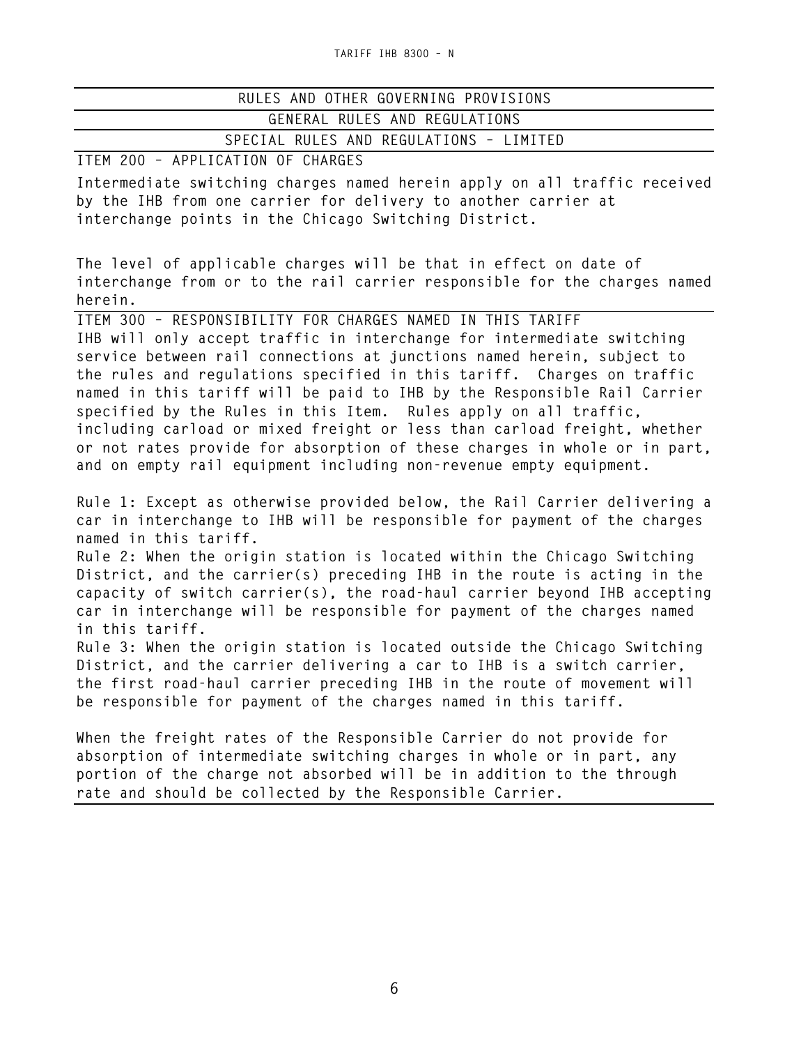## RULES AND OTHER GOVERNING PROVISIONS

## GENERAL RULES AND REGULATIONS

## SPECIAL RULES AND REGULATIONS – LIMITED

### ITEM 200 – APPLICATION OF CHARGES

Intermediate switching charges named herein apply on all traffic received by the IHB from one carrier for delivery to another carrier at interchange points in the Chicago Switching District.

The level of applicable charges will be that in effect on date of interchange from or to the rail carrier responsible for the charges named herein.

### ITEM 300 – RESPONSIBILITY FOR CHARGES NAMED IN THIS TARIFF

IHB will only accept traffic in interchange for intermediate switching service between rail connections at junctions named herein, subject to the rules and regulations specified in this tariff. Charges on traffic named in this tariff will be paid to IHB by the Responsible Rail Carrier specified by the Rules in this Item. Rules apply on all traffic, including carload or mixed freight or less than carload freight, whether or not rates provide for absorption of these charges in whole or in part, and on empty rail equipment including non-revenue empty equipment.

Rule 1: Except as otherwise provided below, the Rail Carrier delivering a car in interchange to IHB will be responsible for payment of the charges named in this tariff.

Rule 2: When the origin station is located within the Chicago Switching District, and the carrier(s) preceding IHB in the route is acting in the capacity of switch carrier(s), the road-haul carrier beyond IHB accepting car in interchange will be responsible for payment of the charges named in this tariff.

Rule 3: When the origin station is located outside the Chicago Switching District, and the carrier delivering a car to IHB is a switch carrier, the first road-haul carrier preceding IHB in the route of movement will be responsible for payment of the charges named in this tariff.

When the freight rates of the Responsible Carrier do not provide for absorption of intermediate switching charges in whole or in part, any portion of the charge not absorbed will be in addition to the through rate and should be collected by the Responsible Carrier.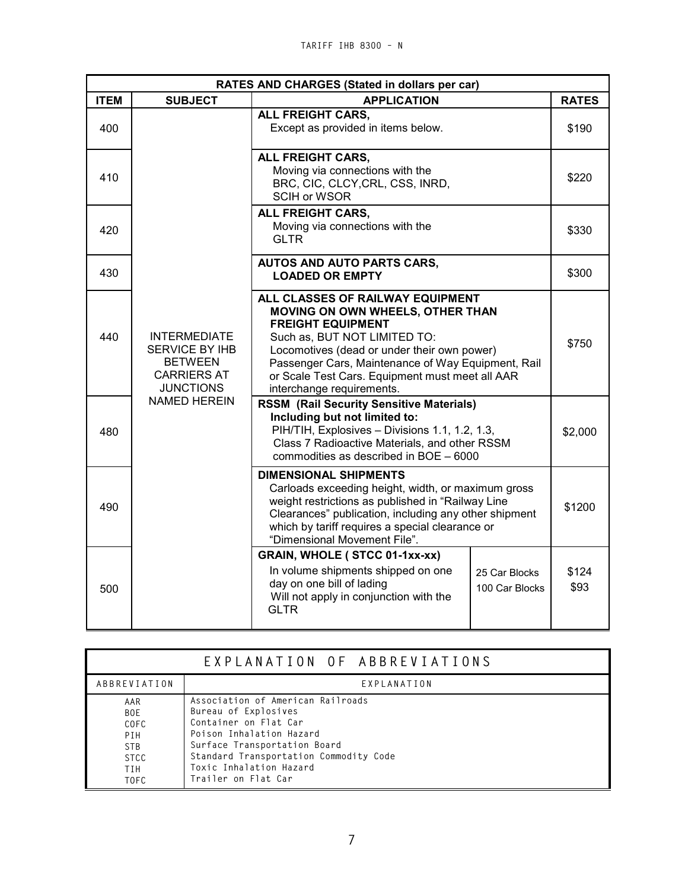| RATES AND CHARGES (Stated in dollars per car) | | | | |
|---|---|---|---|---|
| **ITEM** | **SUBJECT** | **APPLICATION** | | **RATES** |
| 400 | INTERMEDIATE SERVICE BY IHB BETWEEN CARRIERS AT JUNCTIONS NAMED HEREIN | **ALL FREIGHT CARS,** Except as provided in items below. | | $190 |
| 410 | | **ALL FREIGHT CARS,** Moving via connections with the BRC, CIC, CLCY,CRL, CSS, INRD, SCIH or WSOR | | $220 |
| 420 | | **ALL FREIGHT CARS,** Moving via connections with the GLTR | | $330 |
| 430 | | **AUTOS AND AUTO PARTS CARS, LOADED OR EMPTY** | | $300 |
| 440 | | **ALL CLASSES OF RAILWAY EQUIPMENT MOVING ON OWN WHEELS, OTHER THAN FREIGHT EQUIPMENT** Such as, BUT NOT LIMITED TO: Locomotives (dead or under their own power) Passenger Cars, Maintenance of Way Equipment, Rail or Scale Test Cars. Equipment must meet all AAR interchange requirements. | | $750 |
| 480 | | **RSSM (Rail Security Sensitive Materials) Including but not limited to:** PIH/TIH, Explosives – Divisions 1.1, 1.2, 1.3, Class 7 Radioactive Materials, and other RSSM commodities as described in BOE – 6000 | | $2,000 |
| 490 | | **DIMENSIONAL SHIPMENTS** Carloads exceeding height, width, or maximum gross weight restrictions as published in "Railway Line Clearances" publication, including any other shipment which by tariff requires a special clearance or "Dimensional Movement File". | | $1200 |
| 500 | | **GRAIN, WHOLE ( STCC 01-1xx-xx)** In volume shipments shipped on one day on one bill of lading Will not apply in conjunction with the GLTR | 25 Car Blocks<br>100 Car Blocks | $124<br>$93 |

## EXPLANATION OF ABBREVIATIONS

| ABBREVIATION | EXPLANATION |
|---|---|
| AAR | Association of American Railroads |
| BOE | Bureau of Explosives |
| COFC | Container on Flat Car |
| PIH | Poison Inhalation Hazard |
| STB | Surface Transportation Board |
| STCC | Standard Transportation Commodity Code |
| TIH | Toxic Inhalation Hazard |
| TOFC | Trailer on Flat Car |